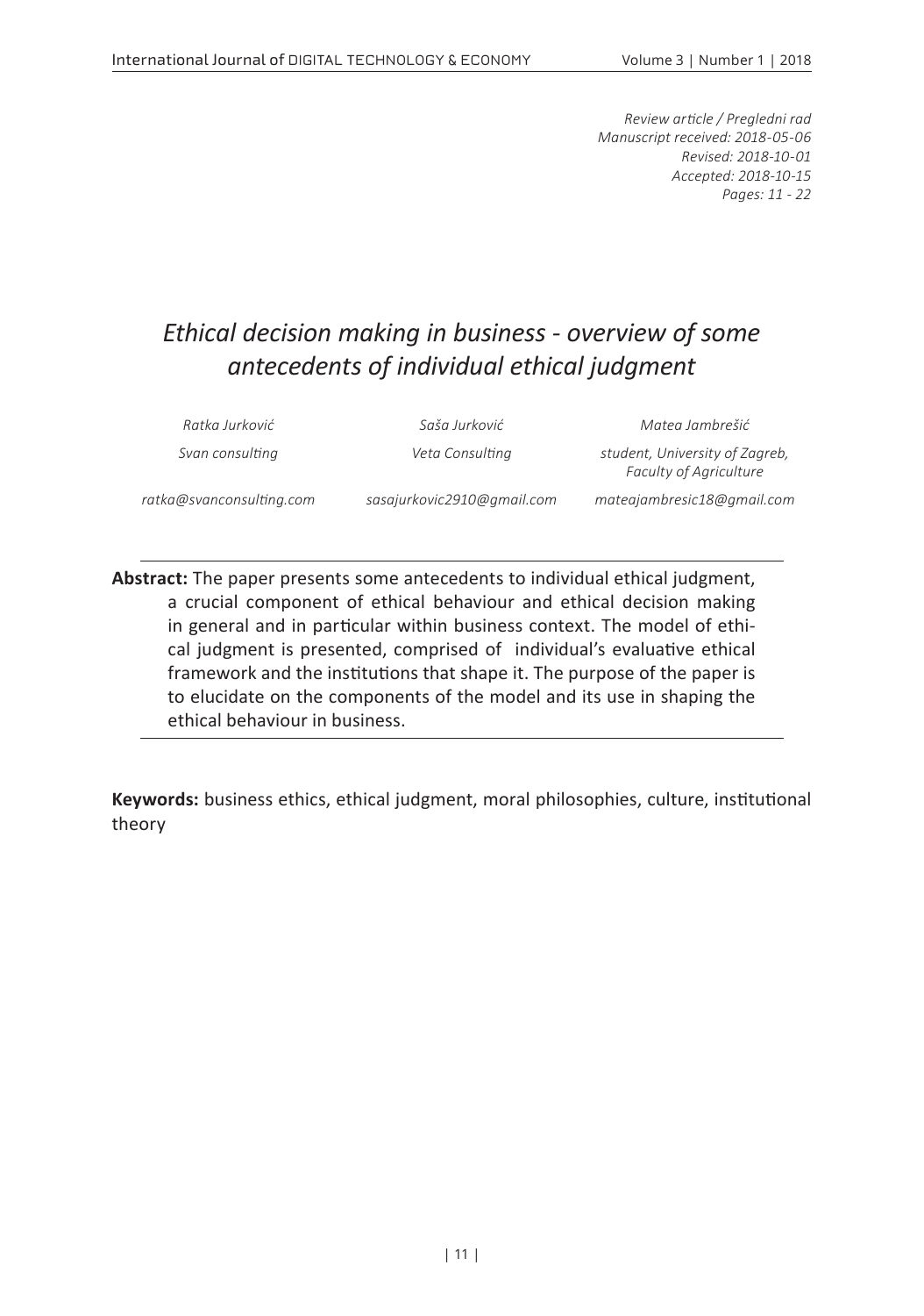*Review article / Pregledni rad*
*Manuscript received: 2018-05-06*
*Revised: 2018-10-01*
*Accepted: 2018-10-15*
*Pages: 11 - 22*

# *Ethical decision making in business - overview of some antecedents of individual ethical judgment*

| *Ratka Jurković* | *Saša Jurković* | *Matea Jambrešić* |
|---|---|---|
| *Svan consulting* | *Veta Consulting* | *student, University of Zagreb, Faculty of Agriculture* |
| *ratka@svanconsulting.com* | *sasajurkovic2910@gmail.com* | *mateajambresic18@gmail.com* |

**Abstract:** The paper presents some antecedents to individual ethical judgment, a crucial component of ethical behaviour and ethical decision making in general and in particular within business context. The model of ethical judgment is presented, comprised of individual's evaluative ethical framework and the institutions that shape it. The purpose of the paper is to elucidate on the components of the model and its use in shaping the ethical behaviour in business.

**Keywords:** business ethics, ethical judgment, moral philosophies, culture, institutional theory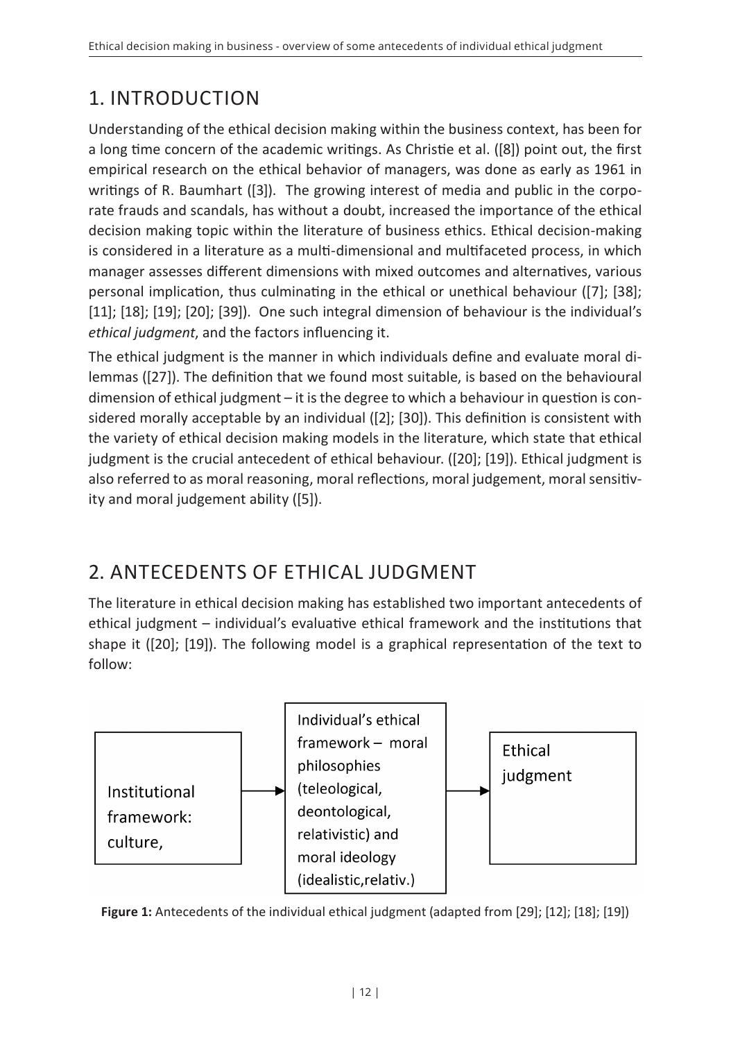## 1. INTRODUCTION

Understanding of the ethical decision making within the business context, has been for a long time concern of the academic writings. As Christie et al. ([8]) point out, the first empirical research on the ethical behavior of managers, was done as early as 1961 in writings of R. Baumhart ([3]). The growing interest of media and public in the corporate frauds and scandals, has without a doubt, increased the importance of the ethical decision making topic within the literature of business ethics. Ethical decision-making is considered in a literature as a multi-dimensional and multifaceted process, in which manager assesses different dimensions with mixed outcomes and alternatives, various personal implication, thus culminating in the ethical or unethical behaviour ([7]; [38]; [11]; [18]; [19]; [20]; [39]). One such integral dimension of behaviour is the individual's *ethical judgment*, and the factors influencing it.

The ethical judgment is the manner in which individuals define and evaluate moral dilemmas ([27]). The definition that we found most suitable, is based on the behavioural dimension of ethical judgment – it is the degree to which a behaviour in question is considered morally acceptable by an individual ([2]; [30]). This definition is consistent with the variety of ethical decision making models in the literature, which state that ethical judgment is the crucial antecedent of ethical behaviour. ([20]; [19]). Ethical judgment is also referred to as moral reasoning, moral reflections, moral judgement, moral sensitivity and moral judgement ability ([5]).

## 2. ANTECEDENTS OF ETHICAL JUDGMENT

The literature in ethical decision making has established two important antecedents of ethical judgment – individual's evaluative ethical framework and the institutions that shape it ([20]; [19]). The following model is a graphical representation of the text to follow:

Institutional framework: culture, → Individual's ethical framework – moral philosophies (teleological, deontological, relativistic) and moral ideology (idealistic,relativ.) → Ethical judgment

**Figure 1:** Antecedents of the individual ethical judgment (adapted from [29]; [12]; [18]; [19])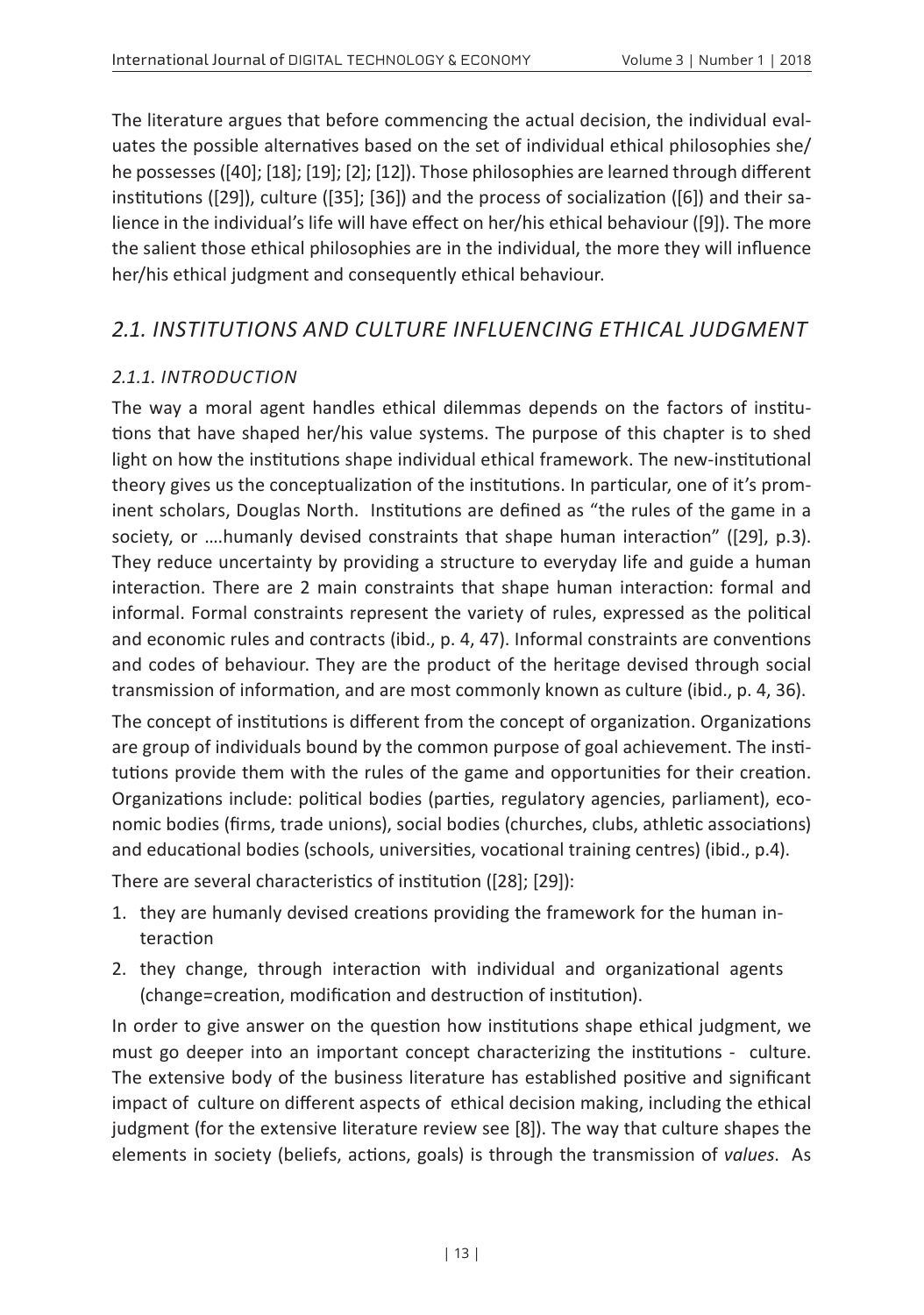The literature argues that before commencing the actual decision, the individual evaluates the possible alternatives based on the set of individual ethical philosophies she/he possesses ([40]; [18]; [19]; [2]; [12]). Those philosophies are learned through different institutions ([29]), culture ([35]; [36]) and the process of socialization ([6]) and their salience in the individual's life will have effect on her/his ethical behaviour ([9]). The more the salient those ethical philosophies are in the individual, the more they will influence her/his ethical judgment and consequently ethical behaviour.

## *2.1. INSTITUTIONS AND CULTURE INFLUENCING ETHICAL JUDGMENT*

### *2.1.1. INTRODUCTION*

The way a moral agent handles ethical dilemmas depends on the factors of institutions that have shaped her/his value systems. The purpose of this chapter is to shed light on how the institutions shape individual ethical framework. The new-institutional theory gives us the conceptualization of the institutions. In particular, one of it's prominent scholars, Douglas North. Institutions are defined as "the rules of the game in a society, or ….humanly devised constraints that shape human interaction" ([29], p.3). They reduce uncertainty by providing a structure to everyday life and guide a human interaction. There are 2 main constraints that shape human interaction: formal and informal. Formal constraints represent the variety of rules, expressed as the political and economic rules and contracts (ibid., p. 4, 47). Informal constraints are conventions and codes of behaviour. They are the product of the heritage devised through social transmission of information, and are most commonly known as culture (ibid., p. 4, 36).

The concept of institutions is different from the concept of organization. Organizations are group of individuals bound by the common purpose of goal achievement. The institutions provide them with the rules of the game and opportunities for their creation. Organizations include: political bodies (parties, regulatory agencies, parliament), economic bodies (firms, trade unions), social bodies (churches, clubs, athletic associations) and educational bodies (schools, universities, vocational training centres) (ibid., p.4).

There are several characteristics of institution ([28]; [29]):

1. they are humanly devised creations providing the framework for the human interaction
2. they change, through interaction with individual and organizational agents (change=creation, modification and destruction of institution).

In order to give answer on the question how institutions shape ethical judgment, we must go deeper into an important concept characterizing the institutions - culture. The extensive body of the business literature has established positive and significant impact of culture on different aspects of ethical decision making, including the ethical judgment (for the extensive literature review see [8]). The way that culture shapes the elements in society (beliefs, actions, goals) is through the transmission of *values*. As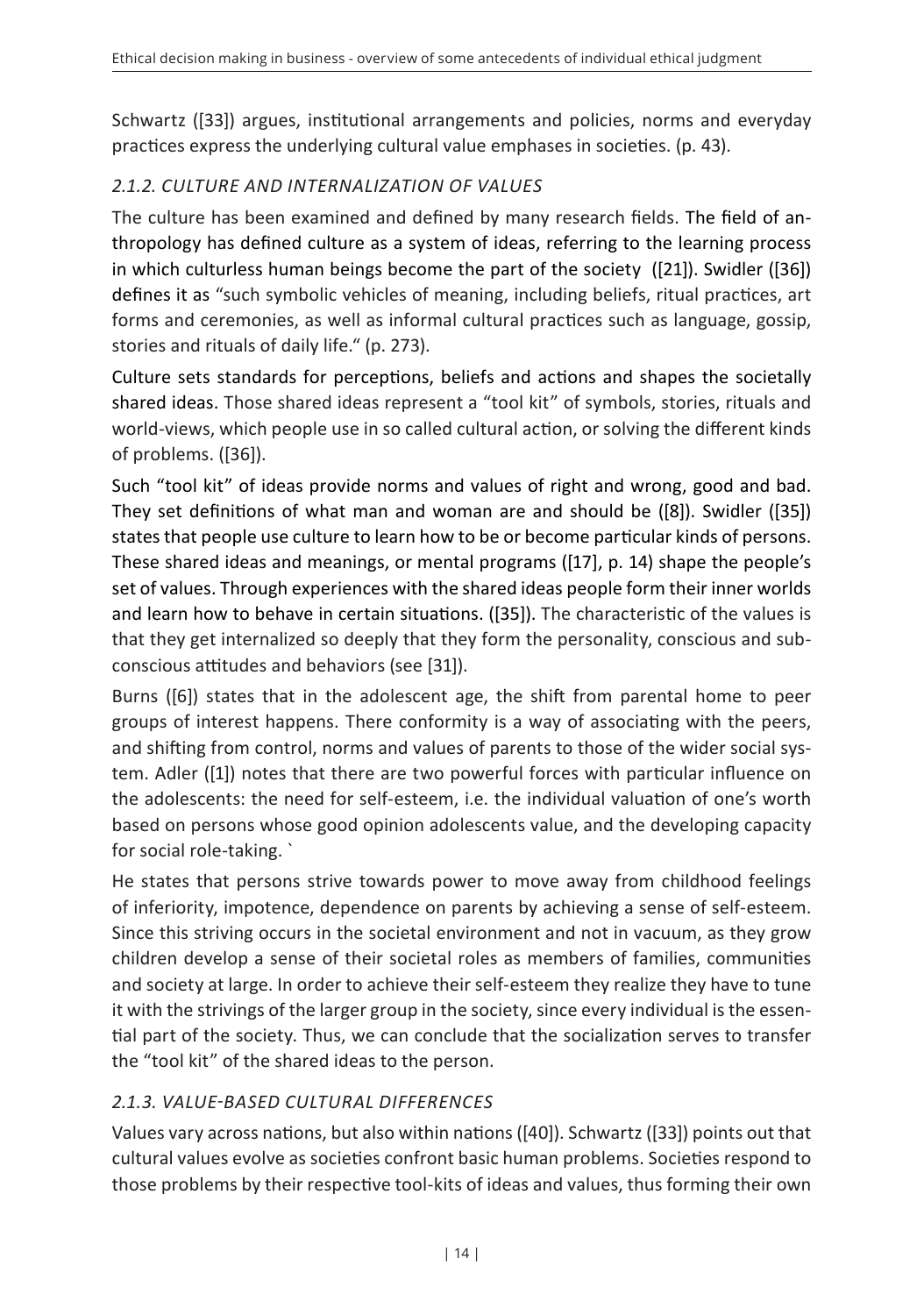Schwartz ([33]) argues, institutional arrangements and policies, norms and everyday practices express the underlying cultural value emphases in societies. (p. 43).

### *2.1.2. CULTURE AND INTERNALIZATION OF VALUES*

The culture has been examined and defined by many research fields. The field of anthropology has defined culture as a system of ideas, referring to the learning process in which culturless human beings become the part of the society ([21]). Swidler ([36]) defines it as "such symbolic vehicles of meaning, including beliefs, ritual practices, art forms and ceremonies, as well as informal cultural practices such as language, gossip, stories and rituals of daily life." (p. 273).

Culture sets standards for perceptions, beliefs and actions and shapes the societally shared ideas. Those shared ideas represent a "tool kit" of symbols, stories, rituals and world-views, which people use in so called cultural action, or solving the different kinds of problems. ([36]).

Such "tool kit" of ideas provide norms and values of right and wrong, good and bad. They set definitions of what man and woman are and should be ([8]). Swidler ([35]) states that people use culture to learn how to be or become particular kinds of persons. These shared ideas and meanings, or mental programs ([17], p. 14) shape the people's set of values. Through experiences with the shared ideas people form their inner worlds and learn how to behave in certain situations. ([35]). The characteristic of the values is that they get internalized so deeply that they form the personality, conscious and subconscious attitudes and behaviors (see [31]).

Burns ([6]) states that in the adolescent age, the shift from parental home to peer groups of interest happens. There conformity is a way of associating with the peers, and shifting from control, norms and values of parents to those of the wider social system. Adler ([1]) notes that there are two powerful forces with particular influence on the adolescents: the need for self-esteem, i.e. the individual valuation of one's worth based on persons whose good opinion adolescents value, and the developing capacity for social role-taking. `

He states that persons strive towards power to move away from childhood feelings of inferiority, impotence, dependence on parents by achieving a sense of self-esteem. Since this striving occurs in the societal environment and not in vacuum, as they grow children develop a sense of their societal roles as members of families, communities and society at large. In order to achieve their self-esteem they realize they have to tune it with the strivings of the larger group in the society, since every individual is the essential part of the society. Thus, we can conclude that the socialization serves to transfer the "tool kit" of the shared ideas to the person.

### *2.1.3. VALUE-BASED CULTURAL DIFFERENCES*

Values vary across nations, but also within nations ([40]). Schwartz ([33]) points out that cultural values evolve as societies confront basic human problems. Societies respond to those problems by their respective tool-kits of ideas and values, thus forming their own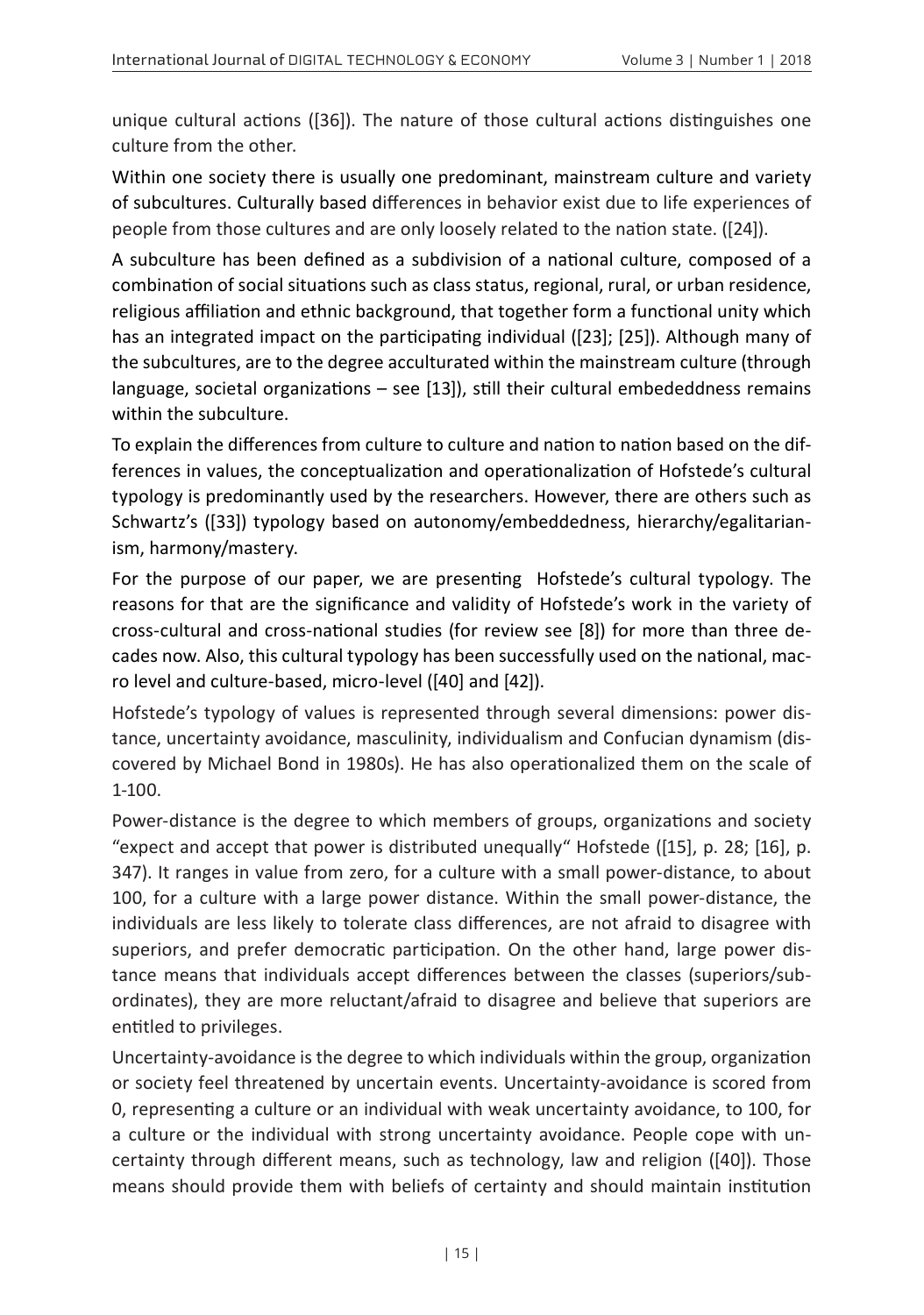unique cultural actions ([36]). The nature of those cultural actions distinguishes one culture from the other.

Within one society there is usually one predominant, mainstream culture and variety of subcultures. Culturally based differences in behavior exist due to life experiences of people from those cultures and are only loosely related to the nation state. ([24]).

A subculture has been defined as a subdivision of a national culture, composed of a combination of social situations such as class status, regional, rural, or urban residence, religious affiliation and ethnic background, that together form a functional unity which has an integrated impact on the participating individual ([23]; [25]). Although many of the subcultures, are to the degree acculturated within the mainstream culture (through language, societal organizations – see [13]), still their cultural embededdness remains within the subculture.

To explain the differences from culture to culture and nation to nation based on the differences in values, the conceptualization and operationalization of Hofstede's cultural typology is predominantly used by the researchers. However, there are others such as Schwartz's ([33]) typology based on autonomy/embeddedness, hierarchy/egalitarianism, harmony/mastery.

For the purpose of our paper, we are presenting Hofstede's cultural typology. The reasons for that are the significance and validity of Hofstede's work in the variety of cross-cultural and cross-national studies (for review see [8]) for more than three decades now. Also, this cultural typology has been successfully used on the national, macro level and culture-based, micro-level ([40] and [42]).

Hofstede's typology of values is represented through several dimensions: power distance, uncertainty avoidance, masculinity, individualism and Confucian dynamism (discovered by Michael Bond in 1980s). He has also operationalized them on the scale of 1-100.

Power-distance is the degree to which members of groups, organizations and society "expect and accept that power is distributed unequally" Hofstede ([15], p. 28; [16], p. 347). It ranges in value from zero, for a culture with a small power-distance, to about 100, for a culture with a large power distance. Within the small power-distance, the individuals are less likely to tolerate class differences, are not afraid to disagree with superiors, and prefer democratic participation. On the other hand, large power distance means that individuals accept differences between the classes (superiors/subordinates), they are more reluctant/afraid to disagree and believe that superiors are entitled to privileges.

Uncertainty-avoidance is the degree to which individuals within the group, organization or society feel threatened by uncertain events. Uncertainty-avoidance is scored from 0, representing a culture or an individual with weak uncertainty avoidance, to 100, for a culture or the individual with strong uncertainty avoidance. People cope with uncertainty through different means, such as technology, law and religion ([40]). Those means should provide them with beliefs of certainty and should maintain institution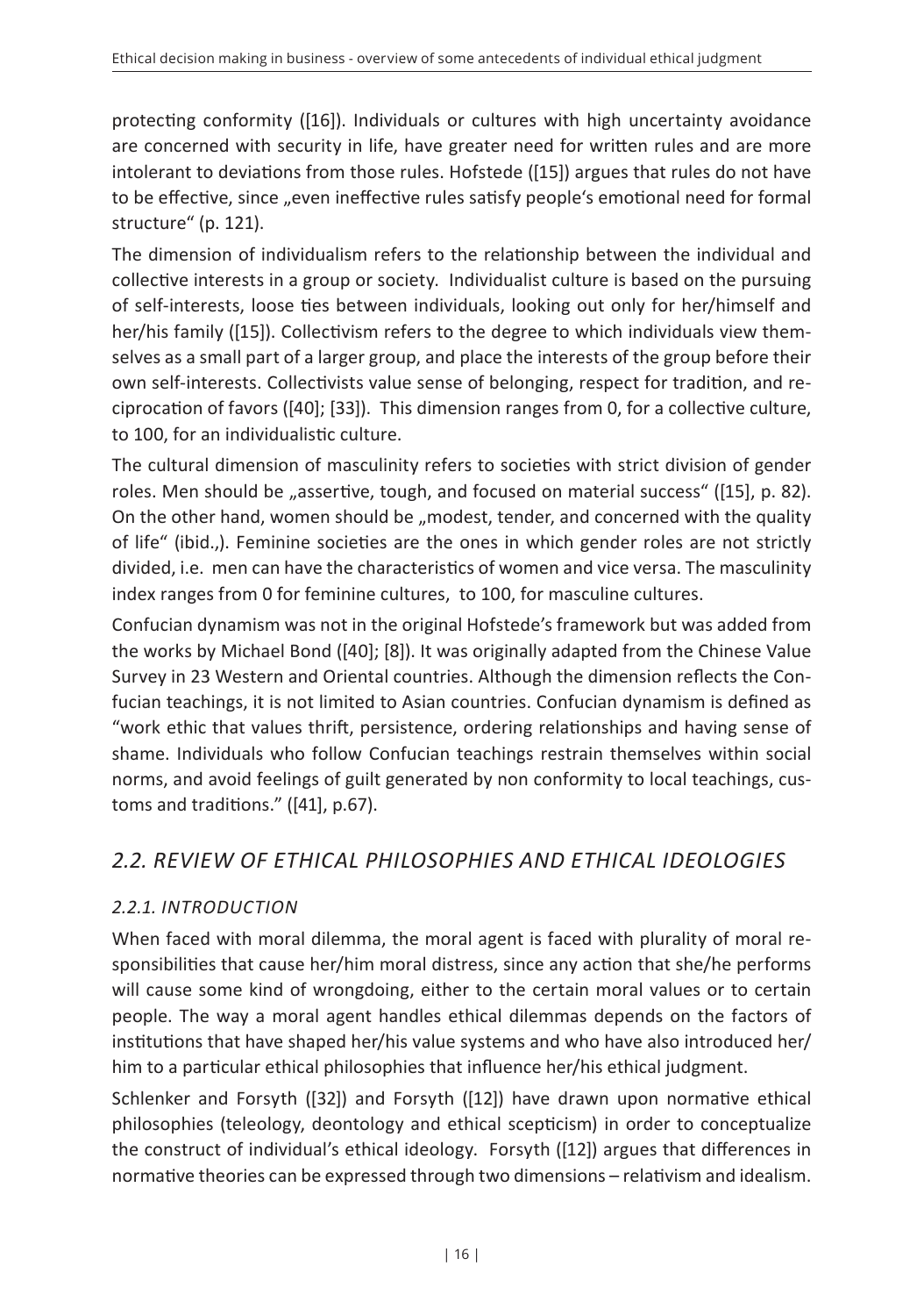protecting conformity ([16]). Individuals or cultures with high uncertainty avoidance are concerned with security in life, have greater need for written rules and are more intolerant to deviations from those rules. Hofstede ([15]) argues that rules do not have to be effective, since „even ineffective rules satisfy people's emotional need for formal structure" (p. 121).

The dimension of individualism refers to the relationship between the individual and collective interests in a group or society. Individualist culture is based on the pursuing of self-interests, loose ties between individuals, looking out only for her/himself and her/his family ([15]). Collectivism refers to the degree to which individuals view themselves as a small part of a larger group, and place the interests of the group before their own self-interests. Collectivists value sense of belonging, respect for tradition, and reciprocation of favors ([40]; [33]). This dimension ranges from 0, for a collective culture, to 100, for an individualistic culture.

The cultural dimension of masculinity refers to societies with strict division of gender roles. Men should be „assertive, tough, and focused on material success" ([15], p. 82). On the other hand, women should be „modest, tender, and concerned with the quality of life" (ibid.,). Feminine societies are the ones in which gender roles are not strictly divided, i.e. men can have the characteristics of women and vice versa. The masculinity index ranges from 0 for feminine cultures, to 100, for masculine cultures.

Confucian dynamism was not in the original Hofstede's framework but was added from the works by Michael Bond ([40]; [8]). It was originally adapted from the Chinese Value Survey in 23 Western and Oriental countries. Although the dimension reflects the Confucian teachings, it is not limited to Asian countries. Confucian dynamism is defined as "work ethic that values thrift, persistence, ordering relationships and having sense of shame. Individuals who follow Confucian teachings restrain themselves within social norms, and avoid feelings of guilt generated by non conformity to local teachings, customs and traditions." ([41], p.67).

## *2.2. REVIEW OF ETHICAL PHILOSOPHIES AND ETHICAL IDEOLOGIES*

### *2.2.1. INTRODUCTION*

When faced with moral dilemma, the moral agent is faced with plurality of moral responsibilities that cause her/him moral distress, since any action that she/he performs will cause some kind of wrongdoing, either to the certain moral values or to certain people. The way a moral agent handles ethical dilemmas depends on the factors of institutions that have shaped her/his value systems and who have also introduced her/him to a particular ethical philosophies that influence her/his ethical judgment.

Schlenker and Forsyth ([32]) and Forsyth ([12]) have drawn upon normative ethical philosophies (teleology, deontology and ethical scepticism) in order to conceptualize the construct of individual's ethical ideology. Forsyth ([12]) argues that differences in normative theories can be expressed through two dimensions – relativism and idealism.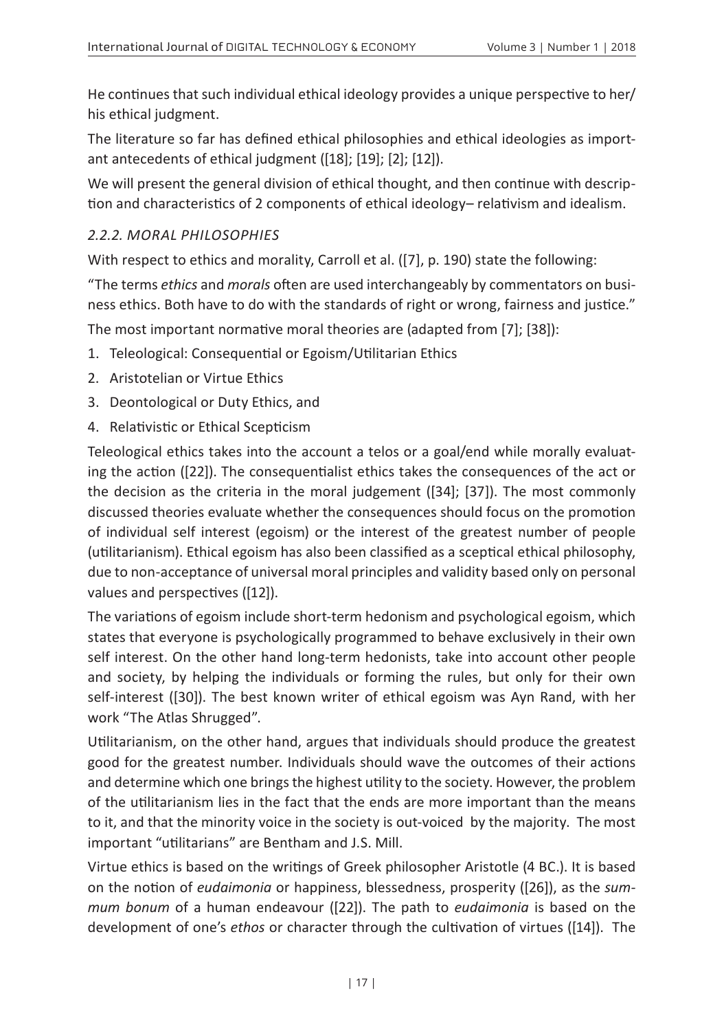He continues that such individual ethical ideology provides a unique perspective to her/his ethical judgment.

The literature so far has defined ethical philosophies and ethical ideologies as important antecedents of ethical judgment ([18]; [19]; [2]; [12]).

We will present the general division of ethical thought, and then continue with description and characteristics of 2 components of ethical ideology– relativism and idealism.

### *2.2.2. MORAL PHILOSOPHIES*

With respect to ethics and morality, Carroll et al. ([7], p. 190) state the following:

"The terms *ethics* and *morals* often are used interchangeably by commentators on business ethics. Both have to do with the standards of right or wrong, fairness and justice."

The most important normative moral theories are (adapted from [7]; [38]):

1. Teleological: Consequential or Egoism/Utilitarian Ethics
2. Aristotelian or Virtue Ethics
3. Deontological or Duty Ethics, and
4. Relativistic or Ethical Scepticism

Teleological ethics takes into the account a telos or a goal/end while morally evaluating the action ([22]). The consequentialist ethics takes the consequences of the act or the decision as the criteria in the moral judgement ([34]; [37]). The most commonly discussed theories evaluate whether the consequences should focus on the promotion of individual self interest (egoism) or the interest of the greatest number of people (utilitarianism). Ethical egoism has also been classified as a sceptical ethical philosophy, due to non-acceptance of universal moral principles and validity based only on personal values and perspectives ([12]).

The variations of egoism include short-term hedonism and psychological egoism, which states that everyone is psychologically programmed to behave exclusively in their own self interest. On the other hand long-term hedonists, take into account other people and society, by helping the individuals or forming the rules, but only for their own self-interest ([30]). The best known writer of ethical egoism was Ayn Rand, with her work "The Atlas Shrugged".

Utilitarianism, on the other hand, argues that individuals should produce the greatest good for the greatest number. Individuals should wave the outcomes of their actions and determine which one brings the highest utility to the society. However, the problem of the utilitarianism lies in the fact that the ends are more important than the means to it, and that the minority voice in the society is out-voiced by the majority. The most important "utilitarians" are Bentham and J.S. Mill.

Virtue ethics is based on the writings of Greek philosopher Aristotle (4 BC.). It is based on the notion of *eudaimonia* or happiness, blessedness, prosperity ([26]), as the *summum bonum* of a human endeavour ([22]). The path to *eudaimonia* is based on the development of one's *ethos* or character through the cultivation of virtues ([14]). The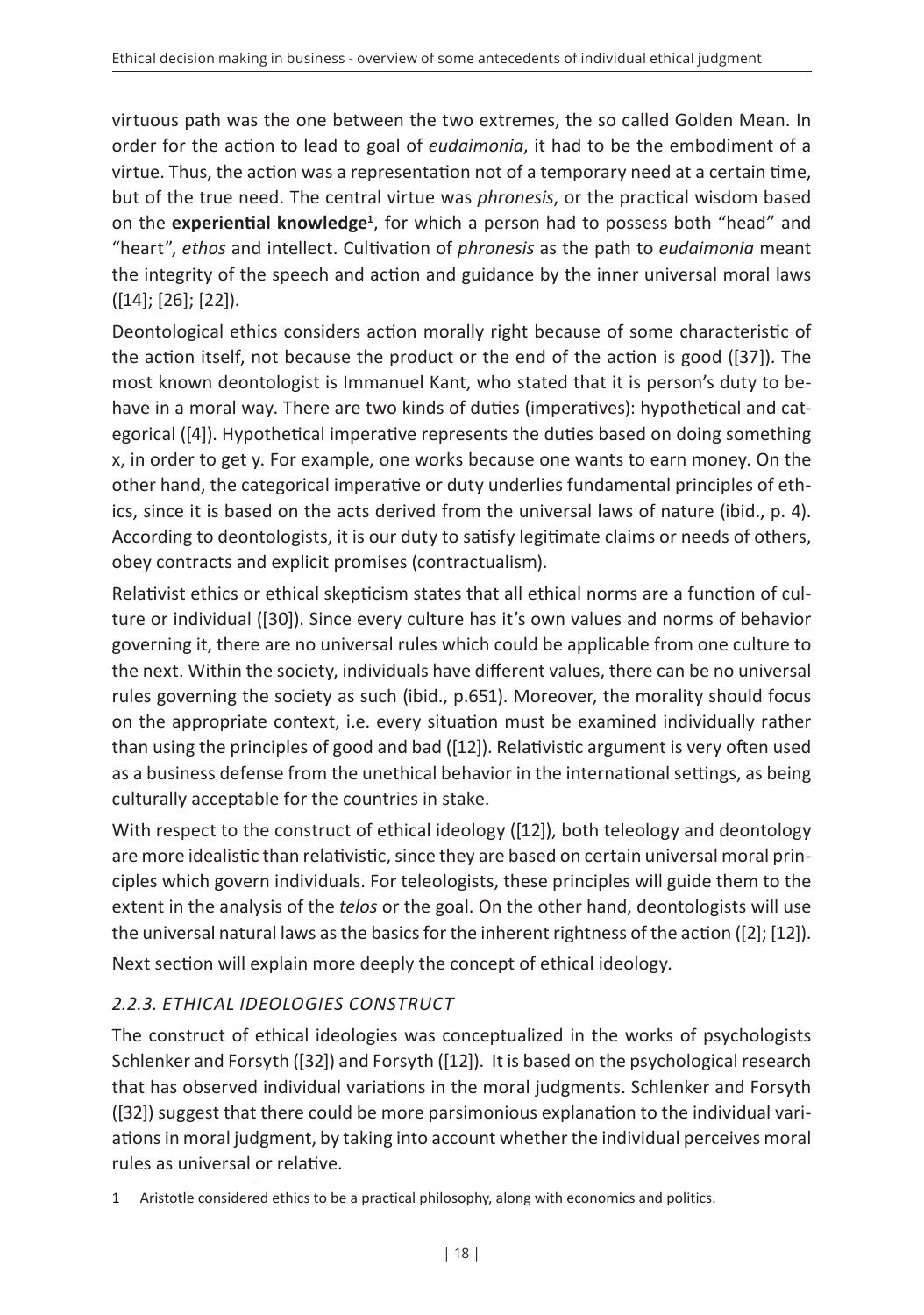virtuous path was the one between the two extremes, the so called Golden Mean. In order for the action to lead to goal of *eudaimonia*, it had to be the embodiment of a virtue. Thus, the action was a representation not of a temporary need at a certain time, but of the true need. The central virtue was *phronesis*, or the practical wisdom based on the **experiential knowledge**[1], for which a person had to possess both "head" and "heart", *ethos* and intellect. Cultivation of *phronesis* as the path to *eudaimonia* meant the integrity of the speech and action and guidance by the inner universal moral laws ([14]; [26]; [22]).

Deontological ethics considers action morally right because of some characteristic of the action itself, not because the product or the end of the action is good ([37]). The most known deontologist is Immanuel Kant, who stated that it is person's duty to behave in a moral way. There are two kinds of duties (imperatives): hypothetical and categorical ([4]). Hypothetical imperative represents the duties based on doing something x, in order to get y. For example, one works because one wants to earn money. On the other hand, the categorical imperative or duty underlies fundamental principles of ethics, since it is based on the acts derived from the universal laws of nature (ibid., p. 4). According to deontologists, it is our duty to satisfy legitimate claims or needs of others, obey contracts and explicit promises (contractualism).

Relativist ethics or ethical skepticism states that all ethical norms are a function of culture or individual ([30]). Since every culture has it's own values and norms of behavior governing it, there are no universal rules which could be applicable from one culture to the next. Within the society, individuals have different values, there can be no universal rules governing the society as such (ibid., p.651). Moreover, the morality should focus on the appropriate context, i.e. every situation must be examined individually rather than using the principles of good and bad ([12]). Relativistic argument is very often used as a business defense from the unethical behavior in the international settings, as being culturally acceptable for the countries in stake.

With respect to the construct of ethical ideology ([12]), both teleology and deontology are more idealistic than relativistic, since they are based on certain universal moral principles which govern individuals. For teleologists, these principles will guide them to the extent in the analysis of the *telos* or the goal. On the other hand, deontologists will use the universal natural laws as the basics for the inherent rightness of the action ([2]; [12]).

Next section will explain more deeply the concept of ethical ideology.

### *2.2.3. ETHICAL IDEOLOGIES CONSTRUCT*

The construct of ethical ideologies was conceptualized in the works of psychologists Schlenker and Forsyth ([32]) and Forsyth ([12]). It is based on the psychological research that has observed individual variations in the moral judgments. Schlenker and Forsyth ([32]) suggest that there could be more parsimonious explanation to the individual variations in moral judgment, by taking into account whether the individual perceives moral rules as universal or relative.

---

1 Aristotle considered ethics to be a practical philosophy, along with economics and politics.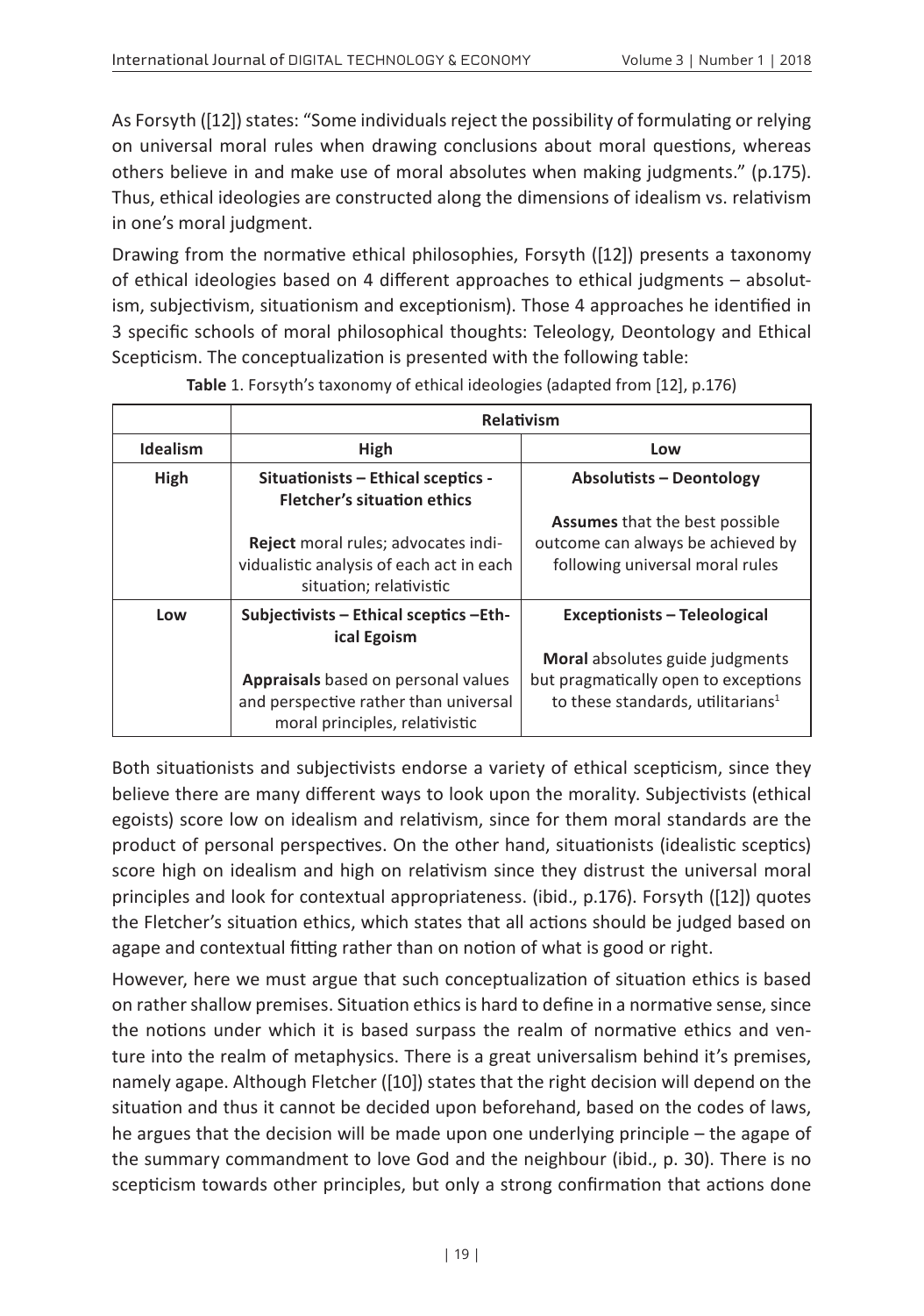As Forsyth ([12]) states: "Some individuals reject the possibility of formulating or relying on universal moral rules when drawing conclusions about moral questions, whereas others believe in and make use of moral absolutes when making judgments." (p.175). Thus, ethical ideologies are constructed along the dimensions of idealism vs. relativism in one's moral judgment.

Drawing from the normative ethical philosophies, Forsyth ([12]) presents a taxonomy of ethical ideologies based on 4 different approaches to ethical judgments – absolutism, subjectivism, situationism and exceptionism). Those 4 approaches he identified in 3 specific schools of moral philosophical thoughts: Teleology, Deontology and Ethical Scepticism. The conceptualization is presented with the following table:

**Table** 1. Forsyth's taxonomy of ethical ideologies (adapted from [12], p.176)

| | **Relativism** | |
|---|---|---|
| **Idealism** | **High** | **Low** |
| **High** | **Situationists – Ethical sceptics - Fletcher's situation ethics**<br><br>**Reject** moral rules; advocates individualistic analysis of each act in each situation; relativistic | **Absolutists – Deontology**<br><br>**Assumes** that the best possible outcome can always be achieved by following universal moral rules |
| **Low** | **Subjectivists – Ethical sceptics –Ethical Egoism**<br><br>**Appraisals** based on personal values and perspective rather than universal moral principles, relativistic | **Exceptionists – Teleological**<br><br>**Moral** absolutes guide judgments but pragmatically open to exceptions to these standards, utilitarians[1] |

Both situationists and subjectivists endorse a variety of ethical scepticism, since they believe there are many different ways to look upon the morality. Subjectivists (ethical egoists) score low on idealism and relativism, since for them moral standards are the product of personal perspectives. On the other hand, situationists (idealistic sceptics) score high on idealism and high on relativism since they distrust the universal moral principles and look for contextual appropriateness. (ibid., p.176). Forsyth ([12]) quotes the Fletcher's situation ethics, which states that all actions should be judged based on agape and contextual fitting rather than on notion of what is good or right.

However, here we must argue that such conceptualization of situation ethics is based on rather shallow premises. Situation ethics is hard to define in a normative sense, since the notions under which it is based surpass the realm of normative ethics and venture into the realm of metaphysics. There is a great universalism behind it's premises, namely agape. Although Fletcher ([10]) states that the right decision will depend on the situation and thus it cannot be decided upon beforehand, based on the codes of laws, he argues that the decision will be made upon one underlying principle – the agape of the summary commandment to love God and the neighbour (ibid., p. 30). There is no scepticism towards other principles, but only a strong confirmation that actions done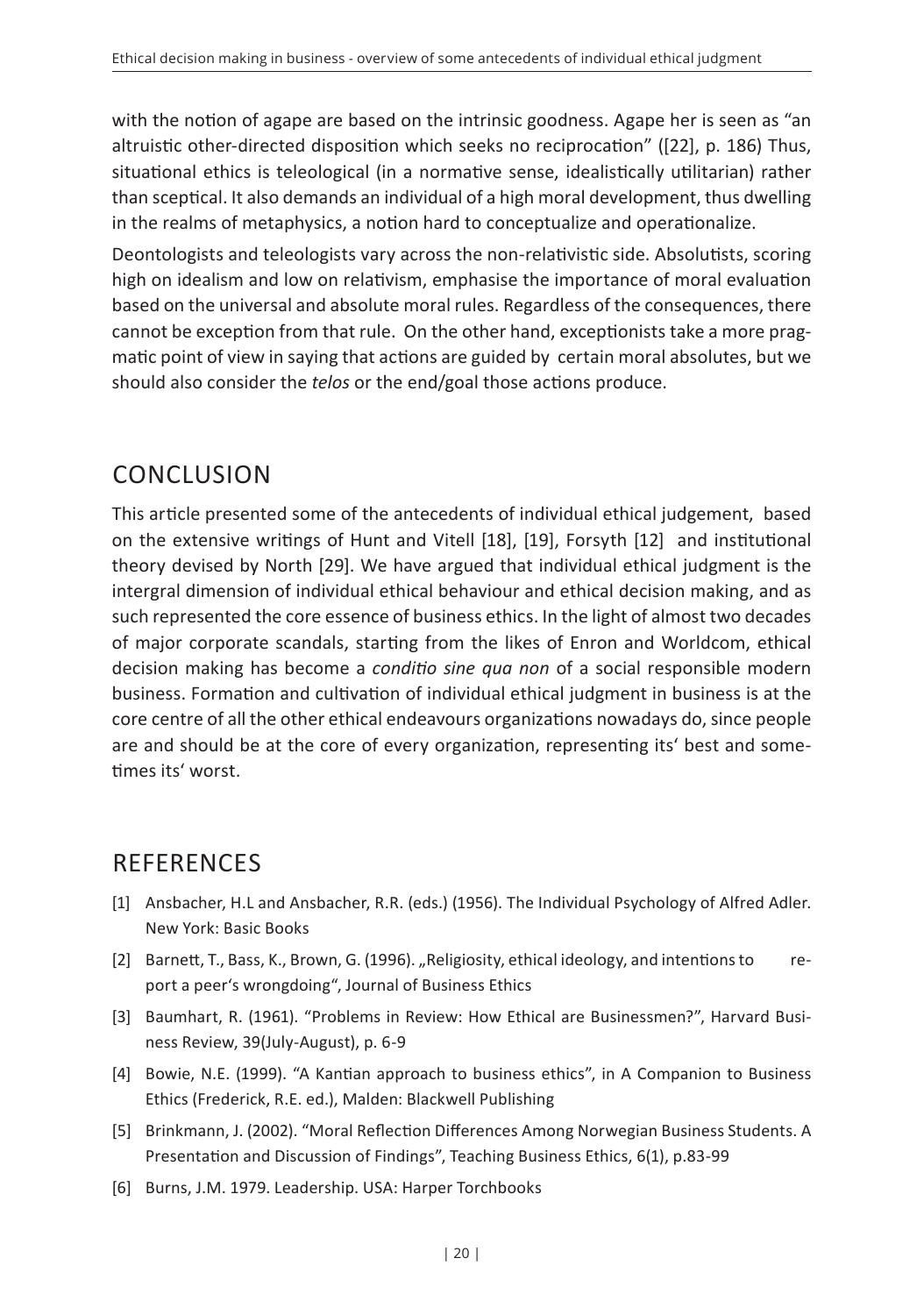with the notion of agape are based on the intrinsic goodness. Agape her is seen as "an altruistic other-directed disposition which seeks no reciprocation" ([22], p. 186) Thus, situational ethics is teleological (in a normative sense, idealistically utilitarian) rather than sceptical. It also demands an individual of a high moral development, thus dwelling in the realms of metaphysics, a notion hard to conceptualize and operationalize.

Deontologists and teleologists vary across the non-relativistic side. Absolutists, scoring high on idealism and low on relativism, emphasise the importance of moral evaluation based on the universal and absolute moral rules. Regardless of the consequences, there cannot be exception from that rule. On the other hand, exceptionists take a more pragmatic point of view in saying that actions are guided by certain moral absolutes, but we should also consider the *telos* or the end/goal those actions produce.

## CONCLUSION

This article presented some of the antecedents of individual ethical judgement, based on the extensive writings of Hunt and Vitell [18], [19], Forsyth [12] and institutional theory devised by North [29]. We have argued that individual ethical judgment is the intergral dimension of individual ethical behaviour and ethical decision making, and as such represented the core essence of business ethics. In the light of almost two decades of major corporate scandals, starting from the likes of Enron and Worldcom, ethical decision making has become a *conditio sine qua non* of a social responsible modern business. Formation and cultivation of individual ethical judgment in business is at the core centre of all the other ethical endeavours organizations nowadays do, since people are and should be at the core of every organization, representing its' best and sometimes its' worst.

## REFERENCES

[1] Ansbacher, H.L and Ansbacher, R.R. (eds.) (1956). The Individual Psychology of Alfred Adler. New York: Basic Books

[2] Barnett, T., Bass, K., Brown, G. (1996). „Religiosity, ethical ideology, and intentions to report a peer's wrongdoing", Journal of Business Ethics

[3] Baumhart, R. (1961). "Problems in Review: How Ethical are Businessmen?", Harvard Business Review, 39(July-August), p. 6-9

[4] Bowie, N.E. (1999). "A Kantian approach to business ethics", in A Companion to Business Ethics (Frederick, R.E. ed.), Malden: Blackwell Publishing

[5] Brinkmann, J. (2002). "Moral Reflection Differences Among Norwegian Business Students. A Presentation and Discussion of Findings", Teaching Business Ethics, 6(1), p.83-99

[6] Burns, J.M. 1979. Leadership. USA: Harper Torchbooks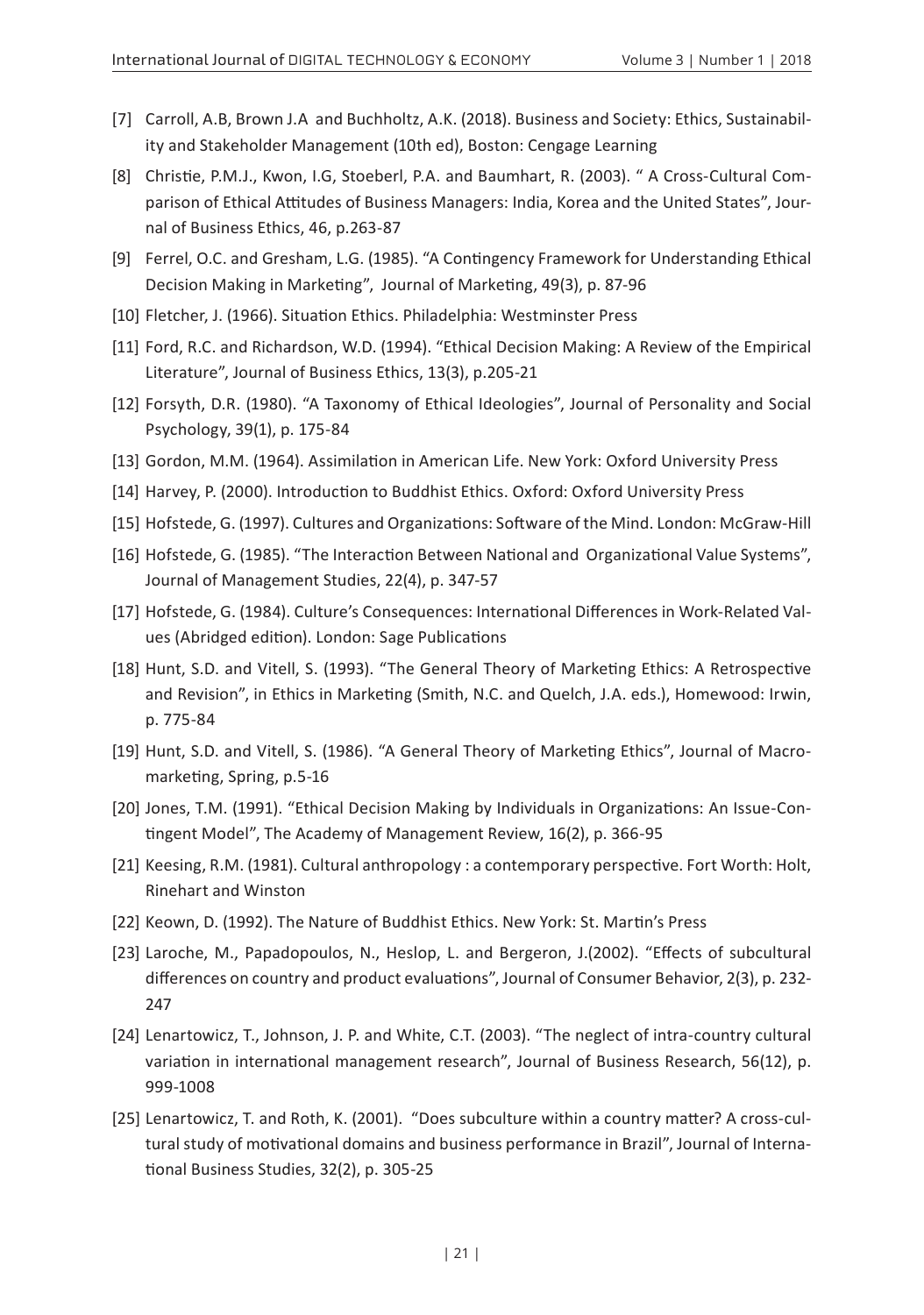[7] Carroll, A.B, Brown J.A and Buchholtz, A.K. (2018). Business and Society: Ethics, Sustainability and Stakeholder Management (10th ed), Boston: Cengage Learning

[8] Christie, P.M.J., Kwon, I.G, Stoeberl, P.A. and Baumhart, R. (2003). " A Cross-Cultural Comparison of Ethical Attitudes of Business Managers: India, Korea and the United States", Journal of Business Ethics, 46, p.263-87

[9] Ferrel, O.C. and Gresham, L.G. (1985). "A Contingency Framework for Understanding Ethical Decision Making in Marketing", Journal of Marketing, 49(3), p. 87-96

[10] Fletcher, J. (1966). Situation Ethics. Philadelphia: Westminster Press

[11] Ford, R.C. and Richardson, W.D. (1994). "Ethical Decision Making: A Review of the Empirical Literature", Journal of Business Ethics, 13(3), p.205-21

[12] Forsyth, D.R. (1980). "A Taxonomy of Ethical Ideologies", Journal of Personality and Social Psychology, 39(1), p. 175-84

[13] Gordon, M.M. (1964). Assimilation in American Life. New York: Oxford University Press

[14] Harvey, P. (2000). Introduction to Buddhist Ethics. Oxford: Oxford University Press

[15] Hofstede, G. (1997). Cultures and Organizations: Software of the Mind. London: McGraw-Hill

[16] Hofstede, G. (1985). "The Interaction Between National and Organizational Value Systems", Journal of Management Studies, 22(4), p. 347-57

[17] Hofstede, G. (1984). Culture's Consequences: International Differences in Work-Related Values (Abridged edition). London: Sage Publications

[18] Hunt, S.D. and Vitell, S. (1993). "The General Theory of Marketing Ethics: A Retrospective and Revision", in Ethics in Marketing (Smith, N.C. and Quelch, J.A. eds.), Homewood: Irwin, p. 775-84

[19] Hunt, S.D. and Vitell, S. (1986). "A General Theory of Marketing Ethics", Journal of Macromarketing, Spring, p.5-16

[20] Jones, T.M. (1991). "Ethical Decision Making by Individuals in Organizations: An Issue-Contingent Model", The Academy of Management Review, 16(2), p. 366-95

[21] Keesing, R.M. (1981). Cultural anthropology : a contemporary perspective. Fort Worth: Holt, Rinehart and Winston

[22] Keown, D. (1992). The Nature of Buddhist Ethics. New York: St. Martin's Press

[23] Laroche, M., Papadopoulos, N., Heslop, L. and Bergeron, J.(2002). "Effects of subcultural differences on country and product evaluations", Journal of Consumer Behavior, 2(3), p. 232-247

[24] Lenartowicz, T., Johnson, J. P. and White, C.T. (2003). "The neglect of intra-country cultural variation in international management research", Journal of Business Research, 56(12), p. 999-1008

[25] Lenartowicz, T. and Roth, K. (2001). "Does subculture within a country matter? A cross-cultural study of motivational domains and business performance in Brazil", Journal of International Business Studies, 32(2), p. 305-25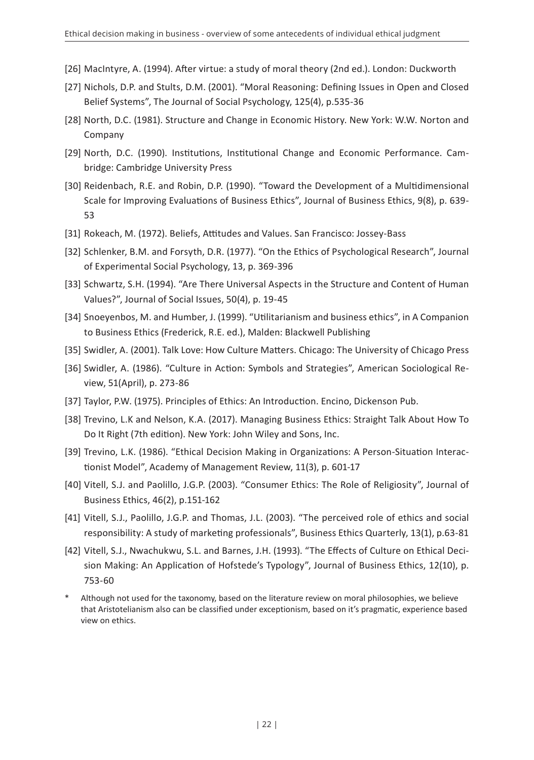[26] MacIntyre, A. (1994). After virtue: a study of moral theory (2nd ed.). London: Duckworth

[27] Nichols, D.P. and Stults, D.M. (2001). "Moral Reasoning: Defining Issues in Open and Closed Belief Systems", The Journal of Social Psychology, 125(4), p.535-36

[28] North, D.C. (1981). Structure and Change in Economic History. New York: W.W. Norton and Company

[29] North, D.C. (1990). Institutions, Institutional Change and Economic Performance. Cambridge: Cambridge University Press

[30] Reidenbach, R.E. and Robin, D.P. (1990). "Toward the Development of a Multidimensional Scale for Improving Evaluations of Business Ethics", Journal of Business Ethics, 9(8), p. 639-53

[31] Rokeach, M. (1972). Beliefs, Attitudes and Values. San Francisco: Jossey-Bass

[32] Schlenker, B.M. and Forsyth, D.R. (1977). "On the Ethics of Psychological Research", Journal of Experimental Social Psychology, 13, p. 369-396

[33] Schwartz, S.H. (1994). "Are There Universal Aspects in the Structure and Content of Human Values?", Journal of Social Issues, 50(4), p. 19-45

[34] Snoeyenbos, M. and Humber, J. (1999). "Utilitarianism and business ethics", in A Companion to Business Ethics (Frederick, R.E. ed.), Malden: Blackwell Publishing

[35] Swidler, A. (2001). Talk Love: How Culture Matters. Chicago: The University of Chicago Press

[36] Swidler, A. (1986). "Culture in Action: Symbols and Strategies", American Sociological Review, 51(April), p. 273-86

[37] Taylor, P.W. (1975). Principles of Ethics: An Introduction. Encino, Dickenson Pub.

[38] Trevino, L.K and Nelson, K.A. (2017). Managing Business Ethics: Straight Talk About How To Do It Right (7th edition). New York: John Wiley and Sons, Inc.

[39] Trevino, L.K. (1986). "Ethical Decision Making in Organizations: A Person-Situation Interactionist Model", Academy of Management Review, 11(3), p. 601-17

[40] Vitell, S.J. and Paolillo, J.G.P. (2003). "Consumer Ethics: The Role of Religiosity", Journal of Business Ethics, 46(2), p.151-162

[41] Vitell, S.J., Paolillo, J.G.P. and Thomas, J.L. (2003). "The perceived role of ethics and social responsibility: A study of marketing professionals", Business Ethics Quarterly, 13(1), p.63-81

[42] Vitell, S.J., Nwachukwu, S.L. and Barnes, J.H. (1993). "The Effects of Culture on Ethical Decision Making: An Application of Hofstede's Typology", Journal of Business Ethics, 12(10), p. 753-60

\* Although not used for the taxonomy, based on the literature review on moral philosophies, we believe that Aristotelianism also can be classified under exceptionism, based on it's pragmatic, experience based view on ethics.